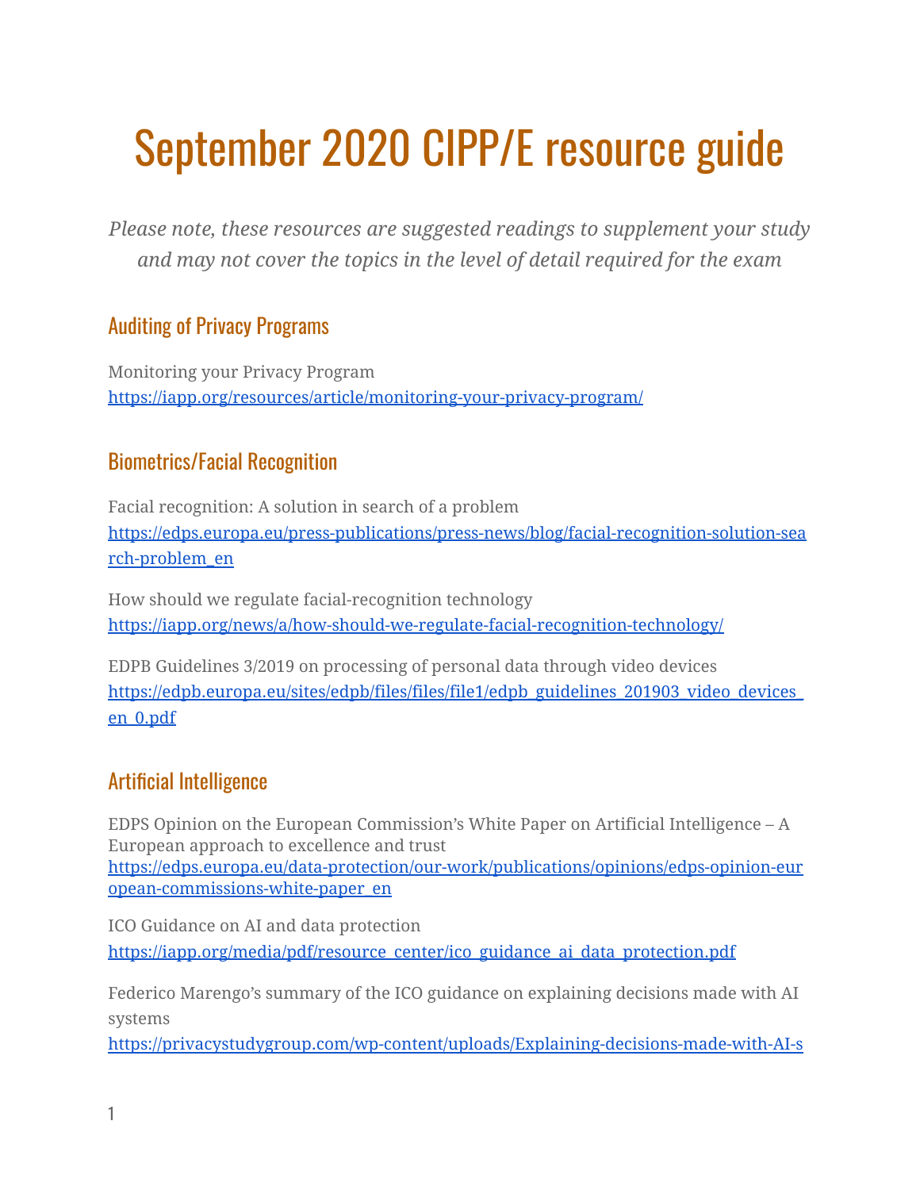# September 2020 CIPP/E resource guide

*Please note, these resources are suggested readings to supplement your study and may not cover the topics in the level of detail required for the exam*

## Auditing of Privacy Programs

Monitoring your Privacy Program
https://iapp.org/resources/article/monitoring-your-privacy-program/

## Biometrics/Facial Recognition

Facial recognition: A solution in search of a problem
https://edps.europa.eu/press-publications/press-news/blog/facial-recognition-solution-search-problem_en

How should we regulate facial-recognition technology
https://iapp.org/news/a/how-should-we-regulate-facial-recognition-technology/

EDPB Guidelines 3/2019 on processing of personal data through video devices
https://edpb.europa.eu/sites/edpb/files/files/file1/edpb_guidelines_201903_video_devices_en_0.pdf

## Artificial Intelligence

EDPS Opinion on the European Commission's White Paper on Artificial Intelligence – A European approach to excellence and trust
https://edps.europa.eu/data-protection/our-work/publications/opinions/edps-opinion-european-commissions-white-paper_en

ICO Guidance on AI and data protection
https://iapp.org/media/pdf/resource_center/ico_guidance_ai_data_protection.pdf

Federico Marengo's summary of the ICO guidance on explaining decisions made with AI systems
https://privacystudygroup.com/wp-content/uploads/Explaining-decisions-made-with-AI-s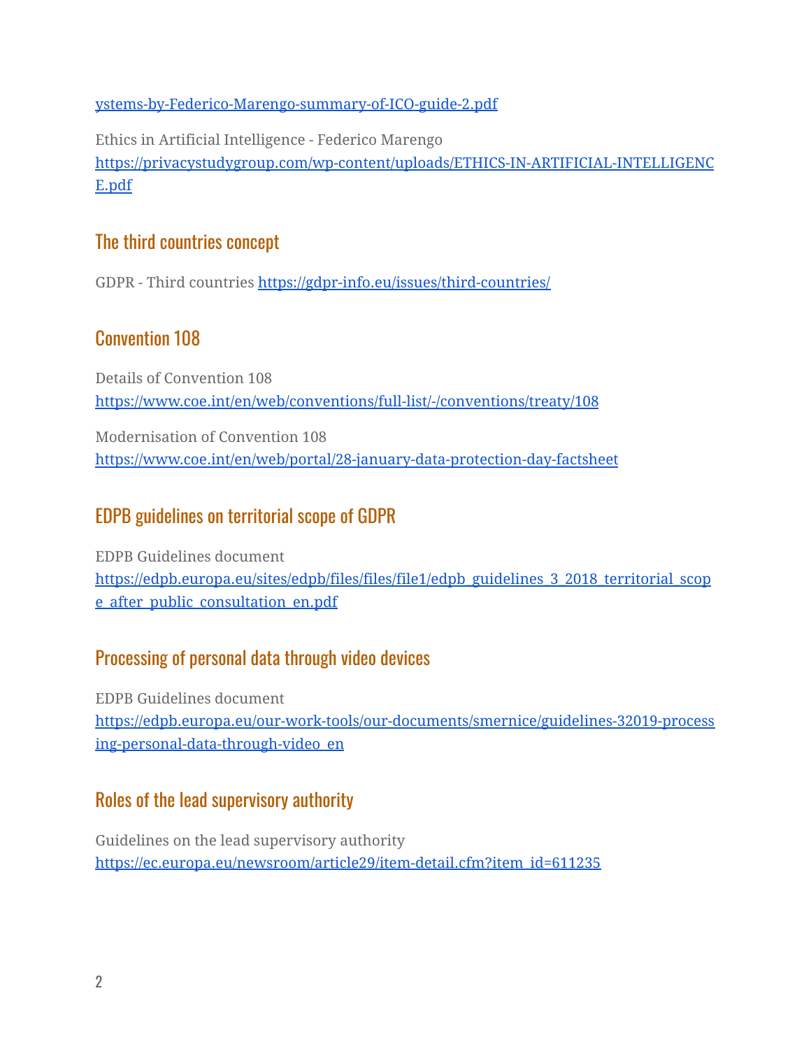ystems-by-Federico-Marengo-summary-of-ICO-guide-2.pdf

Ethics in Artificial Intelligence - Federico Marengo
https://privacystudygroup.com/wp-content/uploads/ETHICS-IN-ARTIFICIAL-INTELLIGENCE.pdf

## The third countries concept

GDPR - Third countries https://gdpr-info.eu/issues/third-countries/

## Convention 108

Details of Convention 108
https://www.coe.int/en/web/conventions/full-list/-/conventions/treaty/108

Modernisation of Convention 108
https://www.coe.int/en/web/portal/28-january-data-protection-day-factsheet

## EDPB guidelines on territorial scope of GDPR

EDPB Guidelines document
https://edpb.europa.eu/sites/edpb/files/files/file1/edpb_guidelines_3_2018_territorial_scope_after_public_consultation_en.pdf

## Processing of personal data through video devices

EDPB Guidelines document
https://edpb.europa.eu/our-work-tools/our-documents/smernice/guidelines-32019-processing-personal-data-through-video_en

## Roles of the lead supervisory authority

Guidelines on the lead supervisory authority
https://ec.europa.eu/newsroom/article29/item-detail.cfm?item_id=611235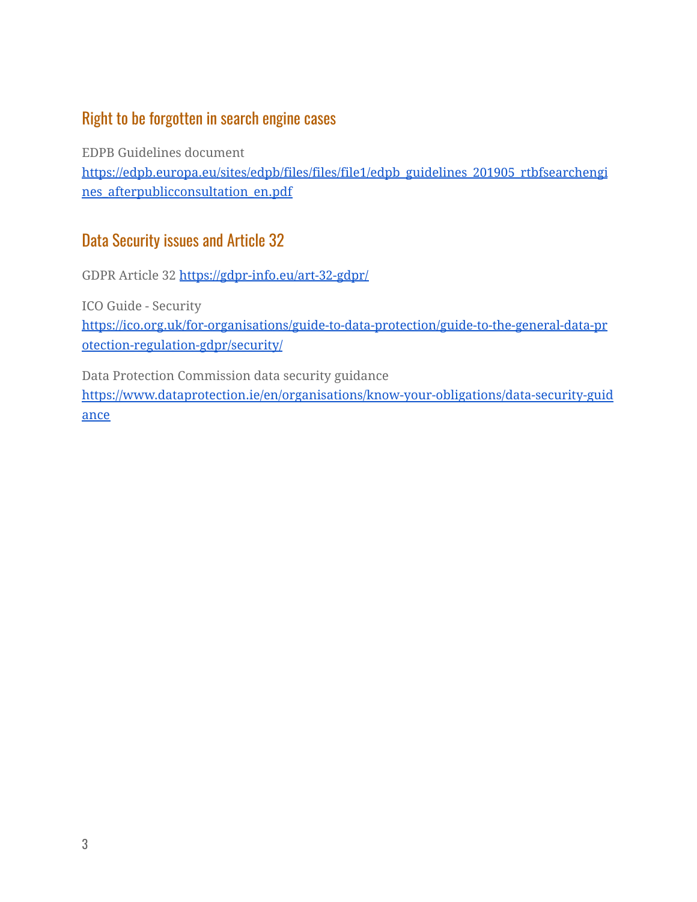## Right to be forgotten in search engine cases

EDPB Guidelines document
https://edpb.europa.eu/sites/edpb/files/files/file1/edpb_guidelines_201905_rtbfsearchengines_afterpublicconsultation_en.pdf

## Data Security issues and Article 32

GDPR Article 32 https://gdpr-info.eu/art-32-gdpr/

ICO Guide - Security
https://ico.org.uk/for-organisations/guide-to-data-protection/guide-to-the-general-data-protection-regulation-gdpr/security/

Data Protection Commission data security guidance
https://www.dataprotection.ie/en/organisations/know-your-obligations/data-security-guidance